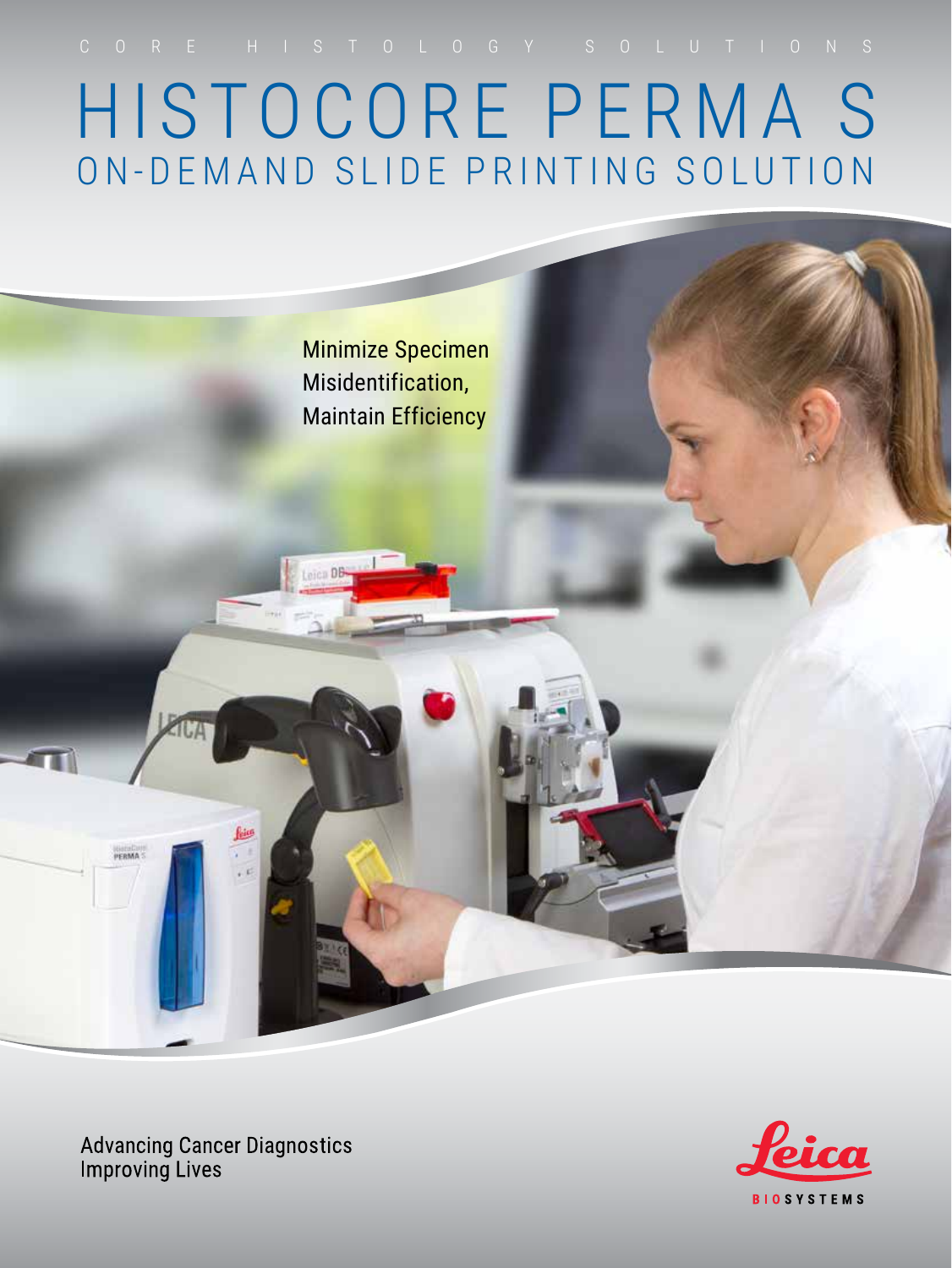CORE HISTOLOGY SOLUTIONS

# HISTOCORE PERMA S

## ON-DEMAND SLIDE PRINTING SOLUTION

Minimize Specimen Misidentification, Maintain Efficiency

Advancing Cancer Diagnostics
Improving Lives

Leica
BIOSYSTEMS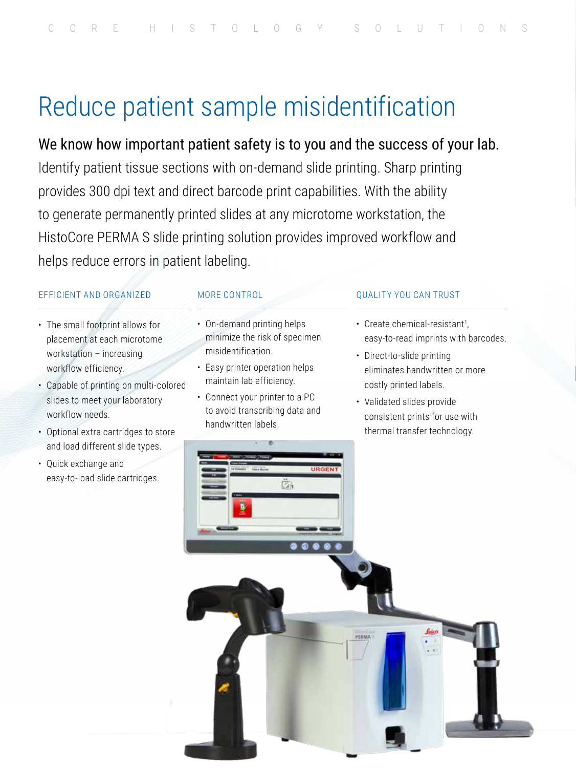# Reduce patient sample misidentification

**We know how important patient safety is to you and the success of your lab.** Identify patient tissue sections with on-demand slide printing. Sharp printing provides 300 dpi text and direct barcode print capabilities. With the ability to generate permanently printed slides at any microtome workstation, the HistoCore PERMA S slide printing solution provides improved workflow and helps reduce errors in patient labeling.

### EFFICIENT AND ORGANIZED

- The small footprint allows for placement at each microtome workstation – increasing workflow efficiency.
- Capable of printing on multi-colored slides to meet your laboratory workflow needs.
- Optional extra cartridges to store and load different slide types.
- Quick exchange and easy-to-load slide cartridges.

### MORE CONTROL

- On-demand printing helps minimize the risk of specimen misidentification.
- Easy printer operation helps maintain lab efficiency.
- Connect your printer to a PC to avoid transcribing data and handwritten labels.

### QUALITY YOU CAN TRUST

- Create chemical-resistant[1], easy-to-read imprints with barcodes.
- Direct-to-slide printing eliminates handwritten or more costly printed labels.
- Validated slides provide consistent prints for use with thermal transfer technology.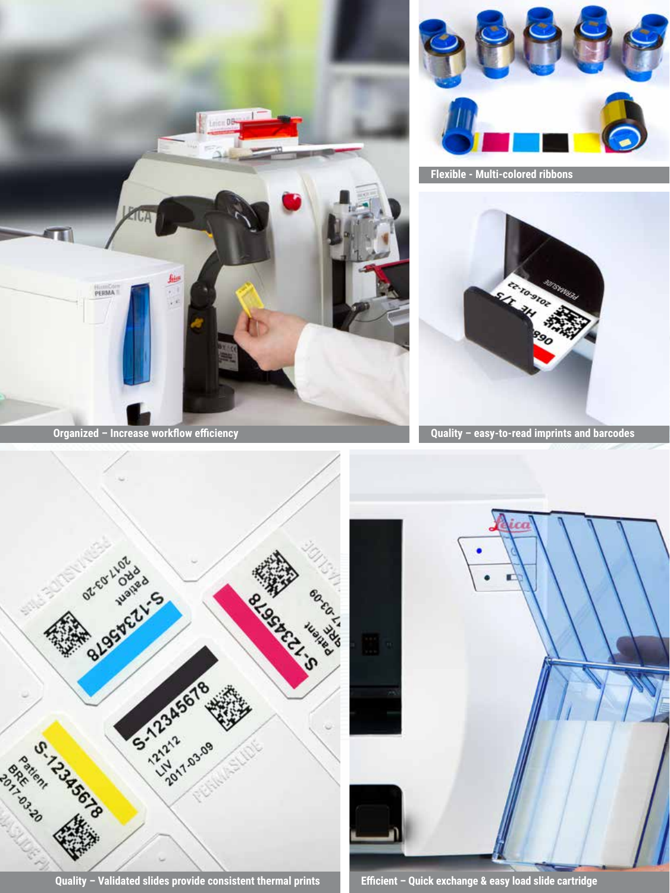Organized – Increase workflow efficiency

Flexible - Multi-colored ribbons

Quality – easy-to-read imprints and barcodes

Quality – Validated slides provide consistent thermal prints

Efficient – Quick exchange & easy load slide cartridge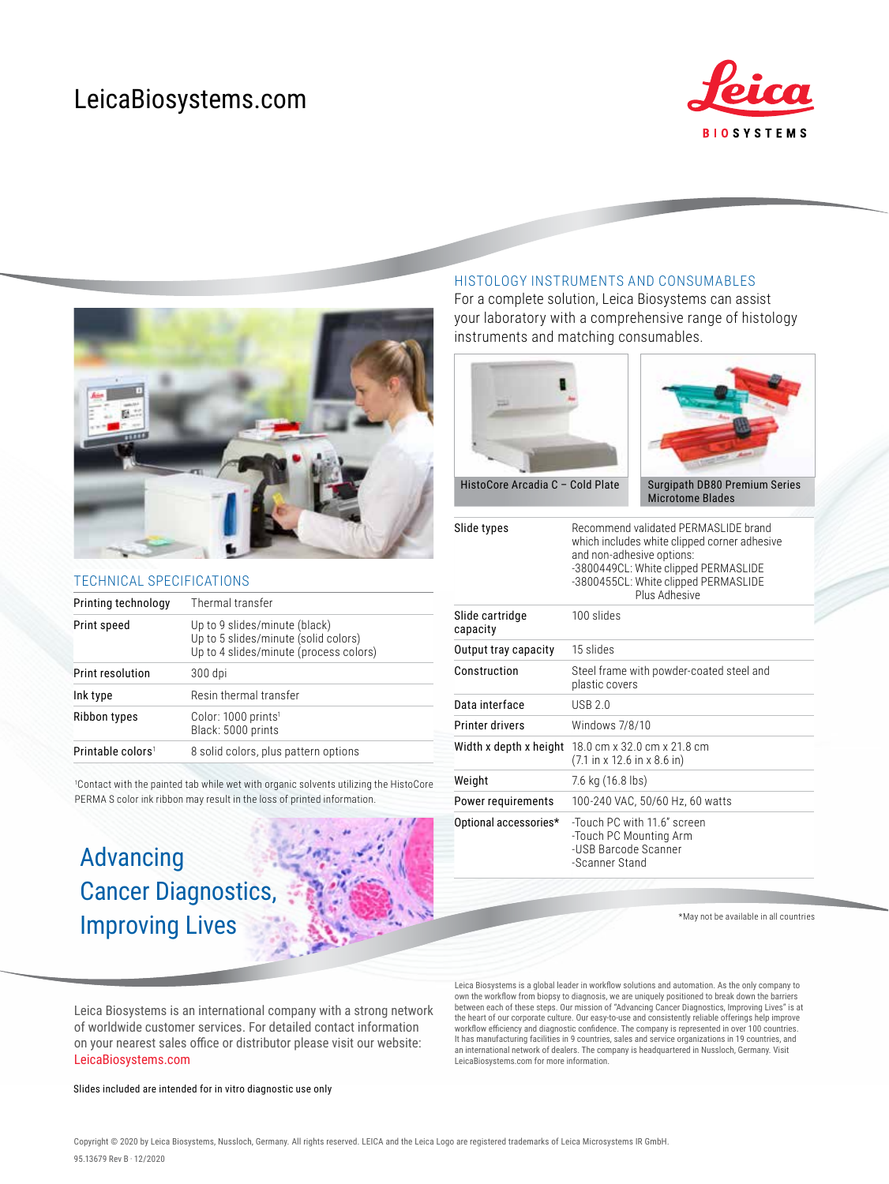LeicaBiosystems.com

## TECHNICAL SPECIFICATIONS

| | |
|---|---|
| Printing technology | Thermal transfer |
| Print speed | Up to 9 slides/minute (black)<br>Up to 5 slides/minute (solid colors)<br>Up to 4 slides/minute (process colors) |
| Print resolution | 300 dpi |
| Ink type | Resin thermal transfer |
| Ribbon types | Color: 1000 prints[1]<br>Black: 5000 prints |
| Printable colors[1] | 8 solid colors, plus pattern options |
| Slide types | Recommend validated PERMASLIDE brand which includes white clipped corner adhesive and non-adhesive options:<br>-3800449CL: White clipped PERMASLIDE<br>-3800455CL: White clipped PERMASLIDE Plus Adhesive |
| Slide cartridge capacity | 100 slides |
| Output tray capacity | 15 slides |
| Construction | Steel frame with powder-coated steel and plastic covers |
| Data interface | USB 2.0 |
| Printer drivers | Windows 7/8/10 |
| Width x depth x height | 18.0 cm x 32.0 cm x 21.8 cm<br>(7.1 in x 12.6 in x 8.6 in) |
| Weight | 7.6 kg (16.8 lbs) |
| Power requirements | 100-240 VAC, 50/60 Hz, 60 watts |
| Optional accessories* | -Touch PC with 11.6" screen<br>-Touch PC Mounting Arm<br>-USB Barcode Scanner<br>-Scanner Stand |

[1]Contact with the painted tab while wet with organic solvents utilizing the HistoCore PERMA S color ink ribbon may result in the loss of printed information.

*May not be available in all countries

## HISTOLOGY INSTRUMENTS AND CONSUMABLES

For a complete solution, Leica Biosystems can assist your laboratory with a comprehensive range of histology instruments and matching consumables.

HistoCore Arcadia C – Cold Plate

Surgipath DB80 Premium Series Microtome Blades

## Advancing Cancer Diagnostics, Improving Lives

Leica Biosystems is an international company with a strong network of worldwide customer services. For detailed contact information on your nearest sales office or distributor please visit our website: LeicaBiosystems.com

Leica Biosystems is a global leader in workflow solutions and automation. As the only company to own the workflow from biopsy to diagnosis, we are uniquely positioned to break down the barriers between each of these steps. Our mission of "Advancing Cancer Diagnostics, Improving Lives" is at the heart of our corporate culture. Our easy-to-use and consistently reliable offerings help improve workflow efficiency and diagnostic confidence. The company is represented in over 100 countries. It has manufacturing facilities in 9 countries, sales and service organizations in 19 countries, and an international network of dealers. The company is headquartered in Nussloch, Germany. Visit LeicaBiosystems.com for more information.

Slides included are intended for in vitro diagnostic use only

Copyright © 2020 by Leica Biosystems, Nussloch, Germany. All rights reserved. LEICA and the Leica Logo are registered trademarks of Leica Microsystems IR GmbH.

95.13679 Rev B · 12/2020